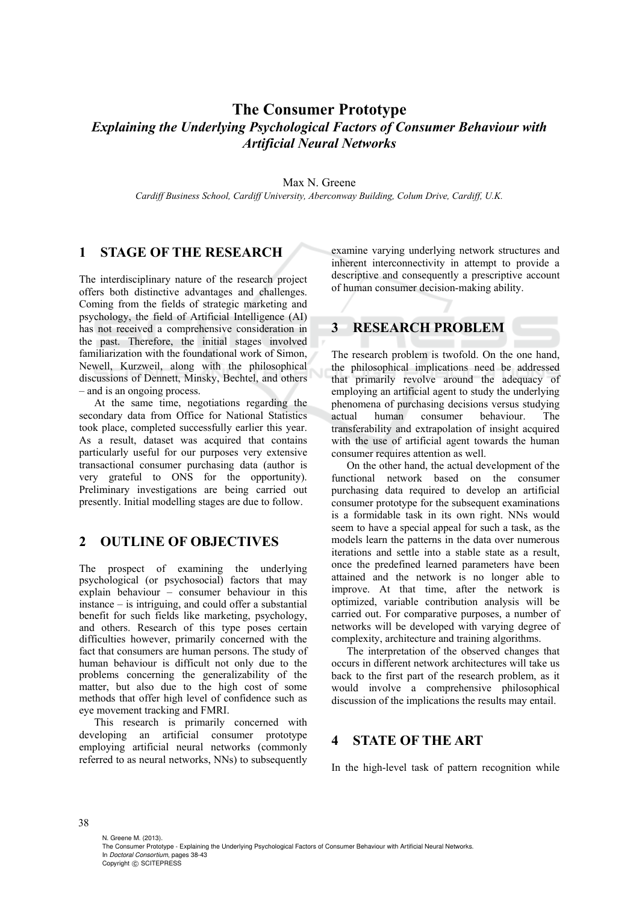# The Consumer Prototype

## *Explaining the Underlying Psychological Factors of Consumer Behaviour with Artificial Neural Networks*

Max N. Greene

*Cardiff Business School, Cardiff University, Aberconway Building, Colum Drive, Cardiff, U.K.*

## 1 STAGE OF THE RESEARCH

The interdisciplinary nature of the research project offers both distinctive advantages and challenges. Coming from the fields of strategic marketing and psychology, the field of Artificial Intelligence (AI) has not received a comprehensive consideration in the past. Therefore, the initial stages involved familiarization with the foundational work of Simon, Newell, Kurzweil, along with the philosophical discussions of Dennett, Minsky, Bechtel, and others – and is an ongoing process.

At the same time, negotiations regarding the secondary data from Office for National Statistics took place, completed successfully earlier this year. As a result, dataset was acquired that contains particularly useful for our purposes very extensive transactional consumer purchasing data (author is very grateful to ONS for the opportunity). Preliminary investigations are being carried out presently. Initial modelling stages are due to follow.

## 2 OUTLINE OF OBJECTIVES

The prospect of examining the underlying psychological (or psychosocial) factors that may explain behaviour – consumer behaviour in this instance – is intriguing, and could offer a substantial benefit for such fields like marketing, psychology, and others. Research of this type poses certain difficulties however, primarily concerned with the fact that consumers are human persons. The study of human behaviour is difficult not only due to the problems concerning the generalizability of the matter, but also due to the high cost of some methods that offer high level of confidence such as eye movement tracking and FMRI.

This research is primarily concerned with developing an artificial consumer prototype employing artificial neural networks (commonly referred to as neural networks, NNs) to subsequently examine varying underlying network structures and inherent interconnectivity in attempt to provide a descriptive and consequently a prescriptive account of human consumer decision-making ability.

## 3 RESEARCH PROBLEM

The research problem is twofold. On the one hand, the philosophical implications need be addressed that primarily revolve around the adequacy of employing an artificial agent to study the underlying phenomena of purchasing decisions versus studying actual human consumer behaviour. The transferability and extrapolation of insight acquired with the use of artificial agent towards the human consumer requires attention as well.

On the other hand, the actual development of the functional network based on the consumer purchasing data required to develop an artificial consumer prototype for the subsequent examinations is a formidable task in its own right. NNs would seem to have a special appeal for such a task, as the models learn the patterns in the data over numerous iterations and settle into a stable state as a result, once the predefined learned parameters have been attained and the network is no longer able to improve. At that time, after the network is optimized, variable contribution analysis will be carried out. For comparative purposes, a number of networks will be developed with varying degree of complexity, architecture and training algorithms.

The interpretation of the observed changes that occurs in different network architectures will take us back to the first part of the research problem, as it would involve a comprehensive philosophical discussion of the implications the results may entail.

## 4 STATE OF THE ART

In the high-level task of pattern recognition while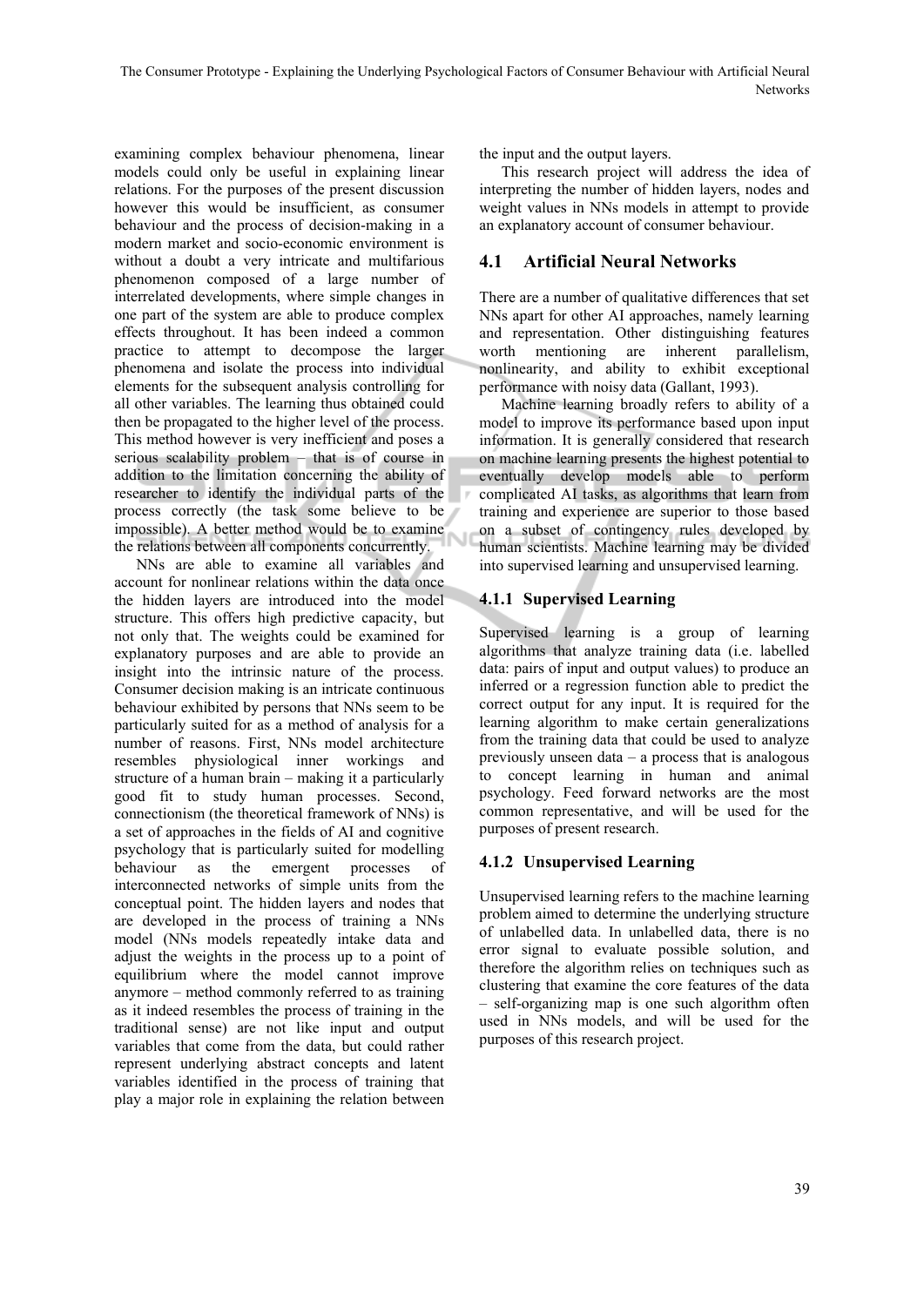examining complex behaviour phenomena, linear models could only be useful in explaining linear relations. For the purposes of the present discussion however this would be insufficient, as consumer behaviour and the process of decision-making in a modern market and socio-economic environment is without a doubt a very intricate and multifarious phenomenon composed of a large number of interrelated developments, where simple changes in one part of the system are able to produce complex effects throughout. It has been indeed a common practice to attempt to decompose the larger phenomena and isolate the process into individual elements for the subsequent analysis controlling for all other variables. The learning thus obtained could then be propagated to the higher level of the process. This method however is very inefficient and poses a serious scalability problem – that is of course in addition to the limitation concerning the ability of researcher to identify the individual parts of the process correctly (the task some believe to be impossible). A better method would be to examine the relations between all components concurrently.

NNs are able to examine all variables and account for nonlinear relations within the data once the hidden layers are introduced into the model structure. This offers high predictive capacity, but not only that. The weights could be examined for explanatory purposes and are able to provide an insight into the intrinsic nature of the process. Consumer decision making is an intricate continuous behaviour exhibited by persons that NNs seem to be particularly suited for as a method of analysis for a number of reasons. First, NNs model architecture resembles physiological inner workings and structure of a human brain – making it a particularly good fit to study human processes. Second, connectionism (the theoretical framework of NNs) is a set of approaches in the fields of AI and cognitive psychology that is particularly suited for modelling behaviour as the emergent processes of interconnected networks of simple units from the conceptual point. The hidden layers and nodes that are developed in the process of training a NNs model (NNs models repeatedly intake data and adjust the weights in the process up to a point of equilibrium where the model cannot improve anymore – method commonly referred to as training as it indeed resembles the process of training in the traditional sense) are not like input and output variables that come from the data, but could rather represent underlying abstract concepts and latent variables identified in the process of training that play a major role in explaining the relation between the input and the output layers.

This research project will address the idea of interpreting the number of hidden layers, nodes and weight values in NNs models in attempt to provide an explanatory account of consumer behaviour.

## 4.1 Artificial Neural Networks

There are a number of qualitative differences that set NNs apart for other AI approaches, namely learning and representation. Other distinguishing features worth mentioning are inherent parallelism, nonlinearity, and ability to exhibit exceptional performance with noisy data (Gallant, 1993).

Machine learning broadly refers to ability of a model to improve its performance based upon input information. It is generally considered that research on machine learning presents the highest potential to eventually develop models able to perform complicated AI tasks, as algorithms that learn from training and experience are superior to those based on a subset of contingency rules developed by human scientists. Machine learning may be divided into supervised learning and unsupervised learning.

### 4.1.1 Supervised Learning

Supervised learning is a group of learning algorithms that analyze training data (i.e. labelled data: pairs of input and output values) to produce an inferred or a regression function able to predict the correct output for any input. It is required for the learning algorithm to make certain generalizations from the training data that could be used to analyze previously unseen data – a process that is analogous to concept learning in human and animal psychology. Feed forward networks are the most common representative, and will be used for the purposes of present research.

### 4.1.2 Unsupervised Learning

Unsupervised learning refers to the machine learning problem aimed to determine the underlying structure of unlabelled data. In unlabelled data, there is no error signal to evaluate possible solution, and therefore the algorithm relies on techniques such as clustering that examine the core features of the data – self-organizing map is one such algorithm often used in NNs models, and will be used for the purposes of this research project.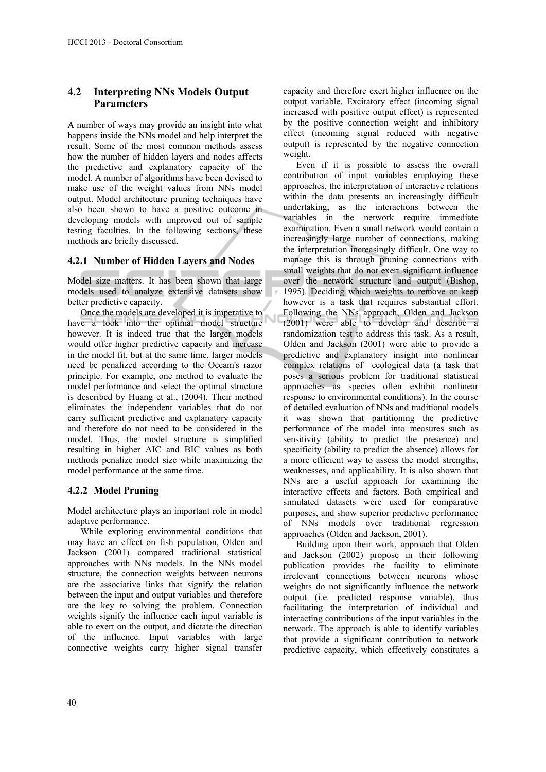### 4.2 Interpreting NNs Models Output Parameters

A number of ways may provide an insight into what happens inside the NNs model and help interpret the result. Some of the most common methods assess how the number of hidden layers and nodes affects the predictive and explanatory capacity of the model. A number of algorithms have been devised to make use of the weight values from NNs model output. Model architecture pruning techniques have also been shown to have a positive outcome in developing models with improved out of sample testing faculties. In the following sections, these methods are briefly discussed.

#### 4.2.1 Number of Hidden Layers and Nodes

Model size matters. It has been shown that large models used to analyze extensive datasets show better predictive capacity.

Once the models are developed it is imperative to have a look into the optimal model structure however. It is indeed true that the larger models would offer higher predictive capacity and increase in the model fit, but at the same time, larger models need be penalized according to the Occam's razor principle. For example, one method to evaluate the model performance and select the optimal structure is described by Huang et al., (2004). Their method eliminates the independent variables that do not carry sufficient predictive and explanatory capacity and therefore do not need to be considered in the model. Thus, the model structure is simplified resulting in higher AIC and BIC values as both methods penalize model size while maximizing the model performance at the same time.

#### 4.2.2 Model Pruning

Model architecture plays an important role in model adaptive performance.

While exploring environmental conditions that may have an effect on fish population, Olden and Jackson (2001) compared traditional statistical approaches with NNs models. In the NNs model structure, the connection weights between neurons are the associative links that signify the relation between the input and output variables and therefore are the key to solving the problem. Connection weights signify the influence each input variable is able to exert on the output, and dictate the direction of the influence. Input variables with large connective weights carry higher signal transfer capacity and therefore exert higher influence on the output variable. Excitatory effect (incoming signal increased with positive output effect) is represented by the positive connection weight and inhibitory effect (incoming signal reduced with negative output) is represented by the negative connection weight.

Even if it is possible to assess the overall contribution of input variables employing these approaches, the interpretation of interactive relations within the data presents an increasingly difficult undertaking, as the interactions between the variables in the network require immediate examination. Even a small network would contain a increasingly large number of connections, making the interpretation increasingly difficult. One way to manage this is through pruning connections with small weights that do not exert significant influence over the network structure and output (Bishop, 1995). Deciding which weights to remove or keep however is a task that requires substantial effort. Following the NNs approach, Olden and Jackson (2001) were able to develop and describe a randomization test to address this task. As a result, Olden and Jackson (2001) were able to provide a predictive and explanatory insight into nonlinear complex relations of ecological data (a task that poses a serious problem for traditional statistical approaches as species often exhibit nonlinear response to environmental conditions). In the course of detailed evaluation of NNs and traditional models it was shown that partitioning the predictive performance of the model into measures such as sensitivity (ability to predict the presence) and specificity (ability to predict the absence) allows for a more efficient way to assess the model strengths, weaknesses, and applicability. It is also shown that NNs are a useful approach for examining the interactive effects and factors. Both empirical and simulated datasets were used for comparative purposes, and show superior predictive performance of NNs models over traditional regression approaches (Olden and Jackson, 2001).

Building upon their work, approach that Olden and Jackson (2002) propose in their following publication provides the facility to eliminate irrelevant connections between neurons whose weights do not significantly influence the network output (i.e. predicted response variable), thus facilitating the interpretation of individual and interacting contributions of the input variables in the network. The approach is able to identify variables that provide a significant contribution to network predictive capacity, which effectively constitutes a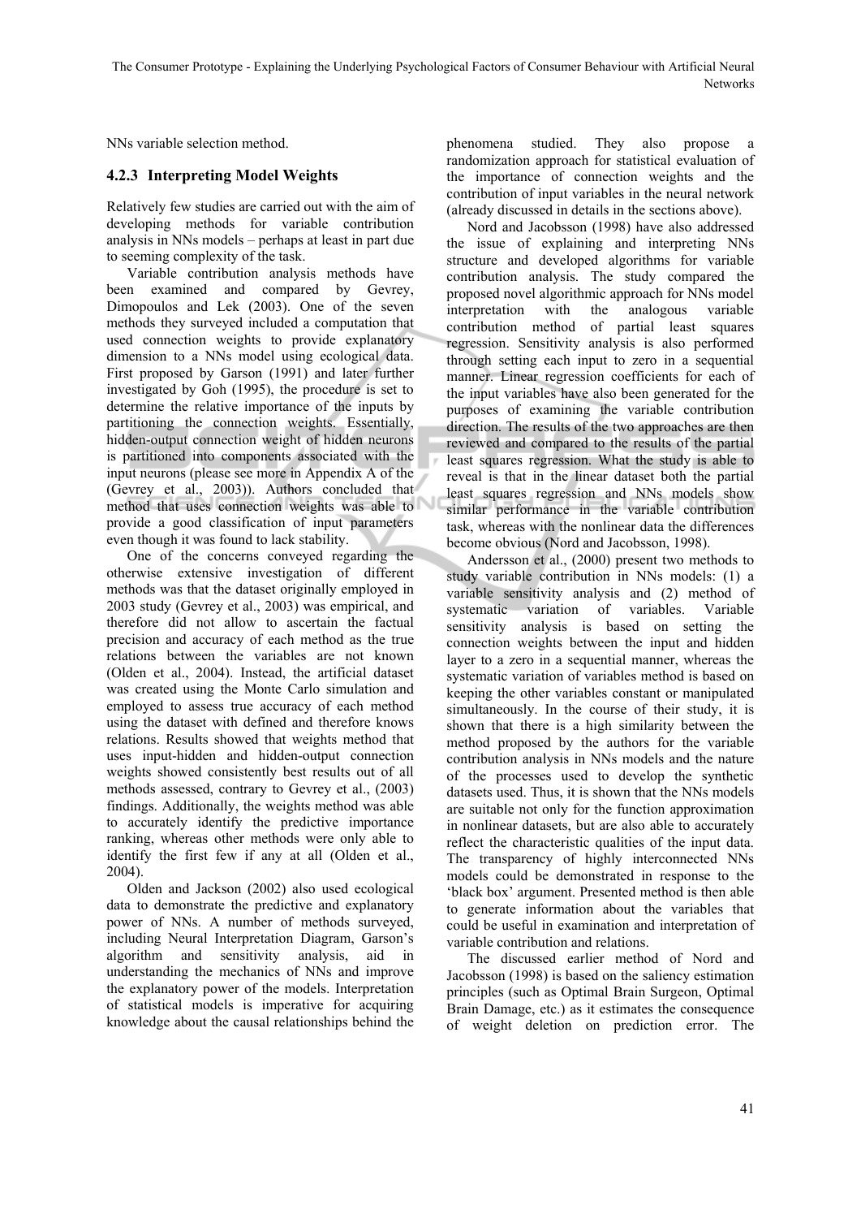NNs variable selection method.

### 4.2.3 Interpreting Model Weights

Relatively few studies are carried out with the aim of developing methods for variable contribution analysis in NNs models – perhaps at least in part due to seeming complexity of the task.

Variable contribution analysis methods have been examined and compared by Gevrey, Dimopoulos and Lek (2003). One of the seven methods they surveyed included a computation that used connection weights to provide explanatory dimension to a NNs model using ecological data. First proposed by Garson (1991) and later further investigated by Goh (1995), the procedure is set to determine the relative importance of the inputs by partitioning the connection weights. Essentially, hidden-output connection weight of hidden neurons is partitioned into components associated with the input neurons (please see more in Appendix A of the (Gevrey et al., 2003)). Authors concluded that method that uses connection weights was able to provide a good classification of input parameters even though it was found to lack stability.

One of the concerns conveyed regarding the otherwise extensive investigation of different methods was that the dataset originally employed in 2003 study (Gevrey et al., 2003) was empirical, and therefore did not allow to ascertain the factual precision and accuracy of each method as the true relations between the variables are not known (Olden et al., 2004). Instead, the artificial dataset was created using the Monte Carlo simulation and employed to assess true accuracy of each method using the dataset with defined and therefore knows relations. Results showed that weights method that uses input-hidden and hidden-output connection weights showed consistently best results out of all methods assessed, contrary to Gevrey et al., (2003) findings. Additionally, the weights method was able to accurately identify the predictive importance ranking, whereas other methods were only able to identify the first few if any at all (Olden et al., 2004).

Olden and Jackson (2002) also used ecological data to demonstrate the predictive and explanatory power of NNs. A number of methods surveyed, including Neural Interpretation Diagram, Garson's algorithm and sensitivity analysis, aid in understanding the mechanics of NNs and improve the explanatory power of the models. Interpretation of statistical models is imperative for acquiring knowledge about the causal relationships behind the phenomena studied. They also propose a randomization approach for statistical evaluation of the importance of connection weights and the contribution of input variables in the neural network (already discussed in details in the sections above).

Nord and Jacobsson (1998) have also addressed the issue of explaining and interpreting NNs structure and developed algorithms for variable contribution analysis. The study compared the proposed novel algorithmic approach for NNs model interpretation with the analogous variable contribution method of partial least squares regression. Sensitivity analysis is also performed through setting each input to zero in a sequential manner. Linear regression coefficients for each of the input variables have also been generated for the purposes of examining the variable contribution direction. The results of the two approaches are then reviewed and compared to the results of the partial least squares regression. What the study is able to reveal is that in the linear dataset both the partial least squares regression and NNs models show similar performance in the variable contribution task, whereas with the nonlinear data the differences become obvious (Nord and Jacobsson, 1998).

Andersson et al., (2000) present two methods to study variable contribution in NNs models: (1) a variable sensitivity analysis and (2) method of systematic variation of variables. Variable sensitivity analysis is based on setting the connection weights between the input and hidden layer to a zero in a sequential manner, whereas the systematic variation of variables method is based on keeping the other variables constant or manipulated simultaneously. In the course of their study, it is shown that there is a high similarity between the method proposed by the authors for the variable contribution analysis in NNs models and the nature of the processes used to develop the synthetic datasets used. Thus, it is shown that the NNs models are suitable not only for the function approximation in nonlinear datasets, but are also able to accurately reflect the characteristic qualities of the input data. The transparency of highly interconnected NNs models could be demonstrated in response to the 'black box' argument. Presented method is then able to generate information about the variables that could be useful in examination and interpretation of variable contribution and relations.

The discussed earlier method of Nord and Jacobsson (1998) is based on the saliency estimation principles (such as Optimal Brain Surgeon, Optimal Brain Damage, etc.) as it estimates the consequence of weight deletion on prediction error. The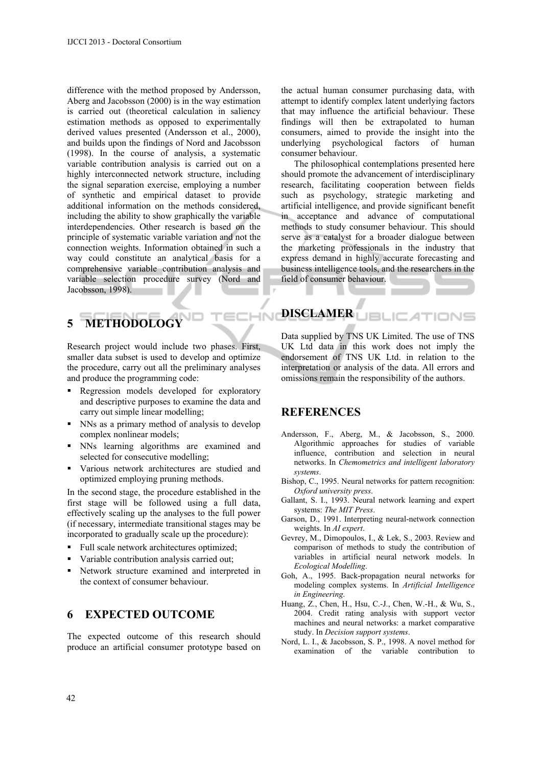difference with the method proposed by Andersson, Aberg and Jacobsson (2000) is in the way estimation is carried out (theoretical calculation in saliency estimation methods as opposed to experimentally derived values presented (Andersson et al., 2000), and builds upon the findings of Nord and Jacobsson (1998). In the course of analysis, a systematic variable contribution analysis is carried out on a highly interconnected network structure, including the signal separation exercise, employing a number of synthetic and empirical dataset to provide additional information on the methods considered, including the ability to show graphically the variable interdependencies. Other research is based on the principle of systematic variable variation and not the connection weights. Information obtained in such a way could constitute an analytical basis for a comprehensive variable contribution analysis and variable selection procedure survey (Nord and Jacobsson, 1998).

## 5 METHODOLOGY

Research project would include two phases. First, smaller data subset is used to develop and optimize the procedure, carry out all the preliminary analyses and produce the programming code:

- Regression models developed for exploratory and descriptive purposes to examine the data and carry out simple linear modelling;
- NNs as a primary method of analysis to develop complex nonlinear models;
- NNs learning algorithms are examined and selected for consecutive modelling;
- Various network architectures are studied and optimized employing pruning methods.

In the second stage, the procedure established in the first stage will be followed using a full data, effectively scaling up the analyses to the full power (if necessary, intermediate transitional stages may be incorporated to gradually scale up the procedure):

- Full scale network architectures optimized;
- Variable contribution analysis carried out;
- Network structure examined and interpreted in the context of consumer behaviour.

## 6 EXPECTED OUTCOME

The expected outcome of this research should produce an artificial consumer prototype based on the actual human consumer purchasing data, with attempt to identify complex latent underlying factors that may influence the artificial behaviour. These findings will then be extrapolated to human consumers, aimed to provide the insight into the underlying psychological factors of human consumer behaviour.

The philosophical contemplations presented here should promote the advancement of interdisciplinary research, facilitating cooperation between fields such as psychology, strategic marketing and artificial intelligence, and provide significant benefit in acceptance and advance of computational methods to study consumer behaviour. This should serve as a catalyst for a broader dialogue between the marketing professionals in the industry that express demand in highly accurate forecasting and business intelligence tools, and the researchers in the field of consumer behaviour.

## DISCLAMER

Data supplied by TNS UK Limited. The use of TNS UK Ltd data in this work does not imply the endorsement of TNS UK Ltd. in relation to the interpretation or analysis of the data. All errors and omissions remain the responsibility of the authors.

## REFERENCES

Andersson, F., Aberg, M., & Jacobsson, S., 2000. Algorithmic approaches for studies of variable influence, contribution and selection in neural networks. In *Chemometrics and intelligent laboratory systems*.

Bishop, C., 1995. Neural networks for pattern recognition: *Oxford university press*.

Gallant, S. I., 1993. Neural network learning and expert systems: *The MIT Press*.

Garson, D., 1991. Interpreting neural-network connection weights. In *AI expert*.

Gevrey, M., Dimopoulos, I., & Lek, S., 2003. Review and comparison of methods to study the contribution of variables in artificial neural network models. In *Ecological Modelling*.

Goh, A., 1995. Back-propagation neural networks for modeling complex systems. In *Artificial Intelligence in Engineering*.

Huang, Z., Chen, H., Hsu, C.-J., Chen, W.-H., & Wu, S., 2004. Credit rating analysis with support vector machines and neural networks: a market comparative study. In *Decision support systems*.

Nord, L. I., & Jacobsson, S. P., 1998. A novel method for examination of the variable contribution to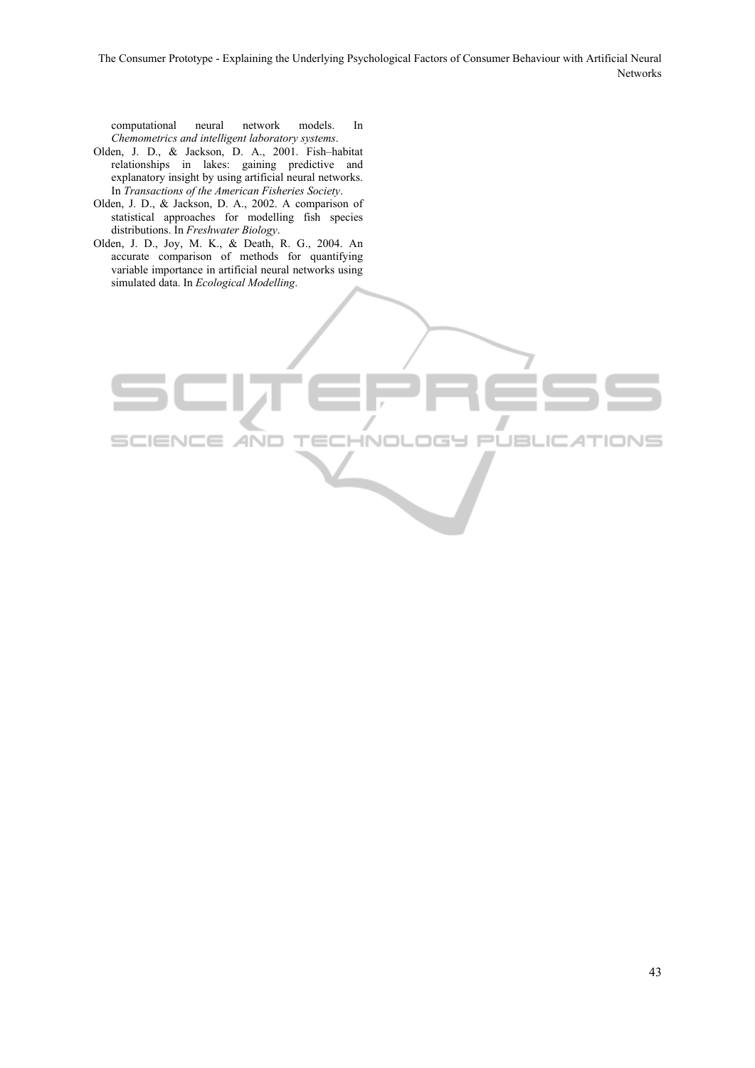computational neural network models. In *Chemometrics and intelligent laboratory systems*.

Olden, J. D., & Jackson, D. A., 2001. Fish–habitat relationships in lakes: gaining predictive and explanatory insight by using artificial neural networks. In *Transactions of the American Fisheries Society*.

Olden, J. D., & Jackson, D. A., 2002. A comparison of statistical approaches for modelling fish species distributions. In *Freshwater Biology*.

Olden, J. D., Joy, M. K., & Death, R. G., 2004. An accurate comparison of methods for quantifying variable importance in artificial neural networks using simulated data. In *Ecological Modelling*.